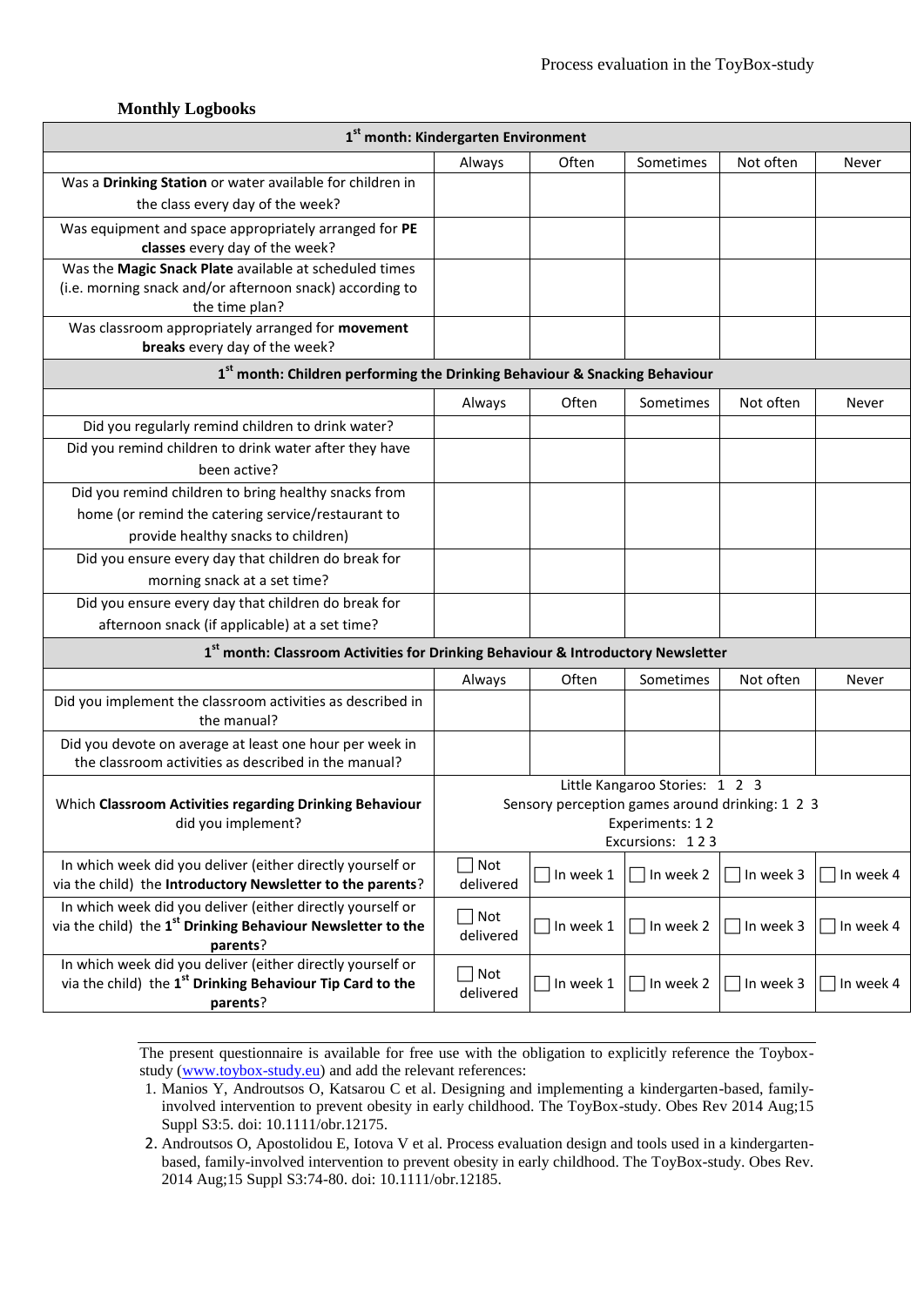**Monthly Logbooks**

| 1st month: Kindergarten Environment | | | | | |
|---|---|---|---|---|---|
| | Always | Often | Sometimes | Not often | Never |
| Was a **Drinking Station** or water available for children in the class every day of the week? | | | | | |
| Was equipment and space appropriately arranged for **PE classes** every day of the week? | | | | | |
| Was the **Magic Snack Plate** available at scheduled times (i.e. morning snack and/or afternoon snack) according to the time plan? | | | | | |
| Was classroom appropriately arranged for **movement breaks** every day of the week? | | | | | |
| **1st month: Children performing the Drinking Behaviour & Snacking Behaviour** | | | | | |
| | Always | Often | Sometimes | Not often | Never |
| Did you regularly remind children to drink water? | | | | | |
| Did you remind children to drink water after they have been active? | | | | | |
| Did you remind children to bring healthy snacks from home (or remind the catering service/restaurant to provide healthy snacks to children) | | | | | |
| Did you ensure every day that children do break for morning snack at a set time? | | | | | |
| Did you ensure every day that children do break for afternoon snack (if applicable) at a set time? | | | | | |
| **1st month: Classroom Activities for Drinking Behaviour & Introductory Newsletter** | | | | | |
| | Always | Often | Sometimes | Not often | Never |
| Did you implement the classroom activities as described in the manual? | | | | | |
| Did you devote on average at least one hour per week in the classroom activities as described in the manual? | | | | | |
| Which **Classroom Activities regarding Drinking Behaviour** did you implement? | Little Kangaroo Stories: 1 2 3<br>Sensory perception games around drinking: 1 2 3<br>Experiments: 1 2<br>Excursions: 1 2 3 | | | | |
| In which week did you deliver (either directly yourself or via the child) the **Introductory Newsletter to the parents**? | ☐ Not delivered | ☐ In week 1 | ☐ In week 2 | ☐ In week 3 | ☐ In week 4 |
| In which week did you deliver (either directly yourself or via the child) the **1st Drinking Behaviour Newsletter to the parents**? | ☐ Not delivered | ☐ In week 1 | ☐ In week 2 | ☐ In week 3 | ☐ In week 4 |
| In which week did you deliver (either directly yourself or via the child) the **1st Drinking Behaviour Tip Card to the parents**? | ☐ Not delivered | ☐ In week 1 | ☐ In week 2 | ☐ In week 3 | ☐ In week 4 |

The present questionnaire is available for free use with the obligation to explicitly reference the Toybox-study (www.toybox-study.eu) and add the relevant references:

1. Manios Y, Androutsos O, Katsarou C et al. Designing and implementing a kindergarten-based, family-involved intervention to prevent obesity in early childhood. The ToyBox-study. Obes Rev 2014 Aug;15 Suppl S3:5. doi: 10.1111/obr.12175.
2. Androutsos O, Apostolidou E, Iotova V et al. Process evaluation design and tools used in a kindergarten-based, family-involved intervention to prevent obesity in early childhood. The ToyBox-study. Obes Rev. 2014 Aug;15 Suppl S3:74-80. doi: 10.1111/obr.12185.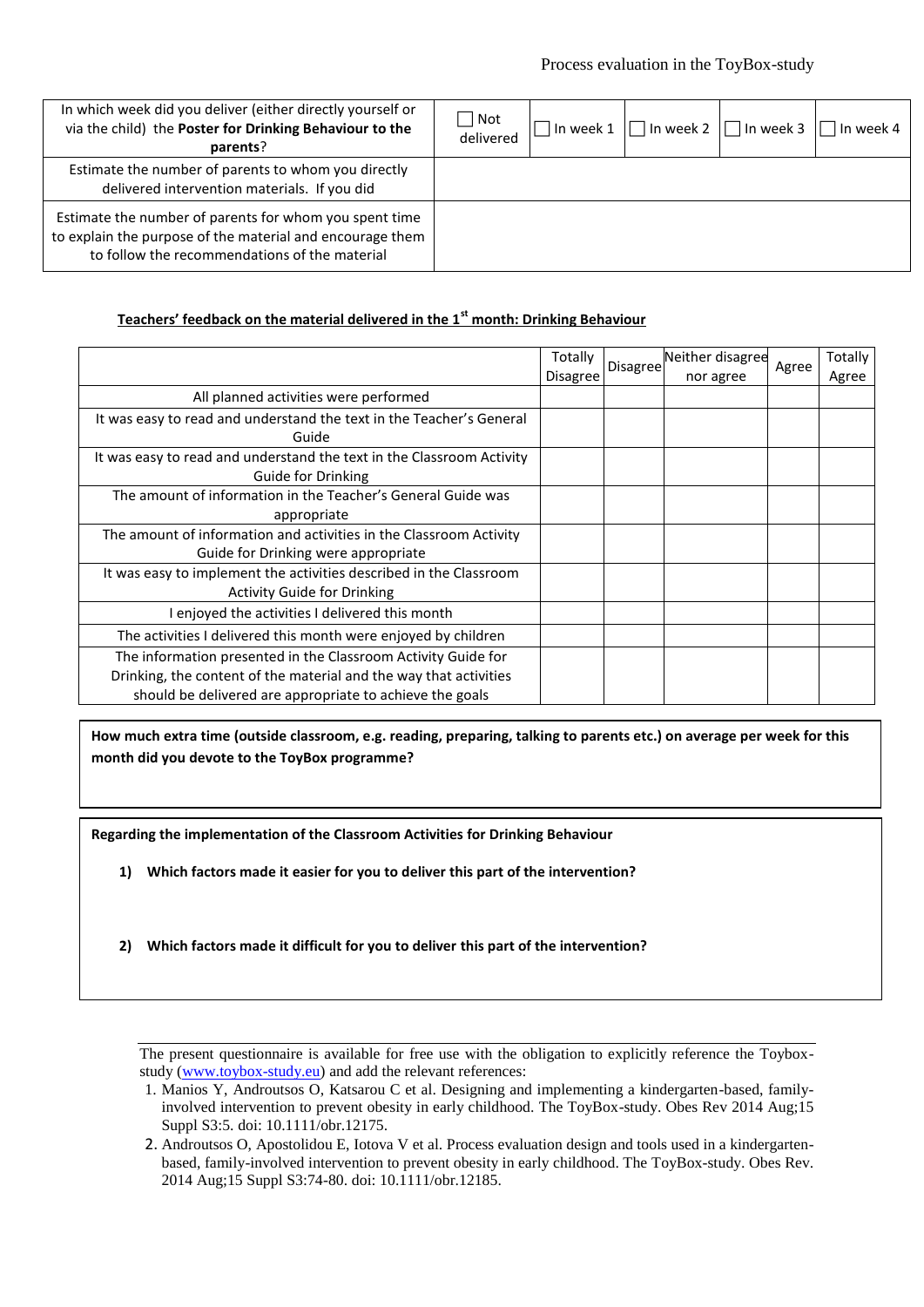| In which week did you deliver (either directly yourself or via the child) the **Poster for Drinking Behaviour to the parents**? | ☐ Not delivered | ☐ In week 1 | ☐ In week 2 | ☐ In week 3 | ☐ In week 4 |
|---|---|---|---|---|---|
| Estimate the number of parents to whom you directly delivered intervention materials. If you did | | | | | |
| Estimate the number of parents for whom you spent time to explain the purpose of the material and encourage them to follow the recommendations of the material | | | | | |

**Teachers' feedback on the material delivered in the 1st month: Drinking Behaviour**

| | Totally Disagree | Disagree | Neither disagree nor agree | Agree | Totally Agree |
|---|---|---|---|---|---|
| All planned activities were performed | | | | | |
| It was easy to read and understand the text in the Teacher's General Guide | | | | | |
| It was easy to read and understand the text in the Classroom Activity Guide for Drinking | | | | | |
| The amount of information in the Teacher's General Guide was appropriate | | | | | |
| The amount of information and activities in the Classroom Activity Guide for Drinking were appropriate | | | | | |
| It was easy to implement the activities described in the Classroom Activity Guide for Drinking | | | | | |
| I enjoyed the activities I delivered this month | | | | | |
| The activities I delivered this month were enjoyed by children | | | | | |
| The information presented in the Classroom Activity Guide for Drinking, the content of the material and the way that activities should be delivered are appropriate to achieve the goals | | | | | |

**How much extra time (outside classroom, e.g. reading, preparing, talking to parents etc.) on average per week for this month did you devote to the ToyBox programme?**

**Regarding the implementation of the Classroom Activities for Drinking Behaviour**

1) **Which factors made it easier for you to deliver this part of the intervention?**

2) **Which factors made it difficult for you to deliver this part of the intervention?**

---

The present questionnaire is available for free use with the obligation to explicitly reference the Toybox-study (www.toybox-study.eu) and add the relevant references:

1. Manios Y, Androutsos O, Katsarou C et al. Designing and implementing a kindergarten-based, family-involved intervention to prevent obesity in early childhood. The ToyBox-study. Obes Rev 2014 Aug;15 Suppl S3:5. doi: 10.1111/obr.12175.
2. Androutsos O, Apostolidou E, Iotova V et al. Process evaluation design and tools used in a kindergarten-based, family-involved intervention to prevent obesity in early childhood. The ToyBox-study. Obes Rev. 2014 Aug;15 Suppl S3:74-80. doi: 10.1111/obr.12185.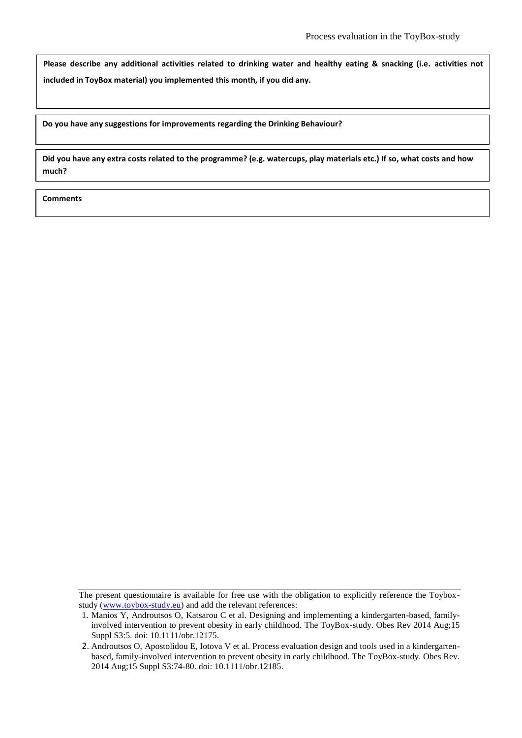**Please describe any additional activities related to drinking water and healthy eating & snacking (i.e. activities not included in ToyBox material) you implemented this month, if you did any.**

**Do you have any suggestions for improvements regarding the Drinking Behaviour?**

**Did you have any extra costs related to the programme? (e.g. watercups, play materials etc.) If so, what costs and how much?**

**Comments**

---

The present questionnaire is available for free use with the obligation to explicitly reference the Toybox-study (www.toybox-study.eu) and add the relevant references:

1. Manios Y, Androutsos O, Katsarou C et al. Designing and implementing a kindergarten-based, family-involved intervention to prevent obesity in early childhood. The ToyBox-study. Obes Rev 2014 Aug;15 Suppl S3:5. doi: 10.1111/obr.12175.
2. Androutsos O, Apostolidou E, Iotova V et al. Process evaluation design and tools used in a kindergarten-based, family-involved intervention to prevent obesity in early childhood. The ToyBox-study. Obes Rev. 2014 Aug;15 Suppl S3:74-80. doi: 10.1111/obr.12185.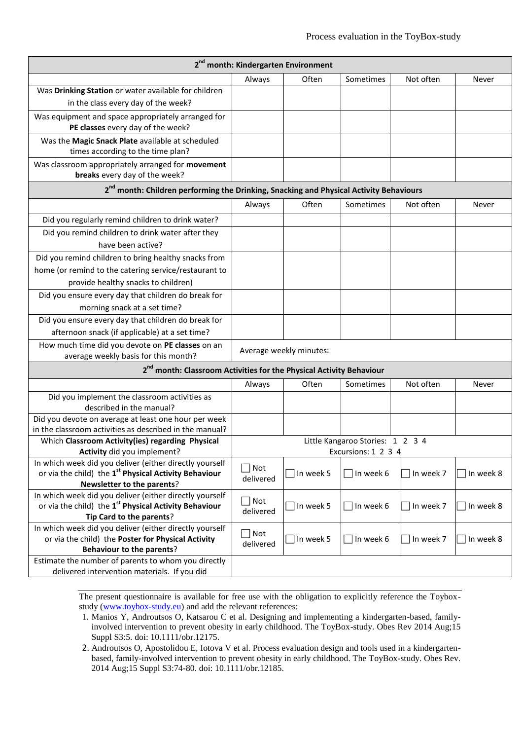| **2nd month: Kindergarten Environment** | | | | | |
|---|---|---|---|---|---|
| | Always | Often | Sometimes | Not often | Never |
| Was **Drinking Station** or water available for children in the class every day of the week? | | | | | |
| Was equipment and space appropriately arranged for **PE classes** every day of the week? | | | | | |
| Was the **Magic Snack Plate** available at scheduled times according to the time plan? | | | | | |
| Was classroom appropriately arranged for **movement breaks** every day of the week? | | | | | |
| **2nd month: Children performing the Drinking, Snacking and Physical Activity Behaviours** | | | | | |
| | Always | Often | Sometimes | Not often | Never |
| Did you regularly remind children to drink water? | | | | | |
| Did you remind children to drink water after they have been active? | | | | | |
| Did you remind children to bring healthy snacks from home (or remind to the catering service/restaurant to provide healthy snacks to children) | | | | | |
| Did you ensure every day that children do break for morning snack at a set time? | | | | | |
| Did you ensure every day that children do break for afternoon snack (if applicable) at a set time? | | | | | |
| How much time did you devote on **PE classes** on an average weekly basis for this month? | Average weekly minutes: | | | | |
| **2nd month: Classroom Activities for the Physical Activity Behaviour** | | | | | |
| | Always | Often | Sometimes | Not often | Never |
| Did you implement the classroom activities as described in the manual? | | | | | |
| Did you devote on average at least one hour per week in the classroom activities as described in the manual? | | | | | |
| Which **Classroom Activity(ies) regarding Physical Activity** did you implement? | Little Kangaroo Stories: 1 2 3 4<br>Excursions: 1 2 3 4 | | | | |
| In which week did you deliver (either directly yourself or via the child) the **1st Physical Activity Behaviour Newsletter to the parents**? | ☐ Not delivered | ☐ In week 5 | ☐ In week 6 | ☐ In week 7 | ☐ In week 8 |
| In which week did you deliver (either directly yourself or via the child) the **1st Physical Activity Behaviour Tip Card to the parents**? | ☐ Not delivered | ☐ In week 5 | ☐ In week 6 | ☐ In week 7 | ☐ In week 8 |
| In which week did you deliver (either directly yourself or via the child) the **Poster for Physical Activity Behaviour to the parents**? | ☐ Not delivered | ☐ In week 5 | ☐ In week 6 | ☐ In week 7 | ☐ In week 8 |
| Estimate the number of parents to whom you directly delivered intervention materials. If you did | | | | | |

The present questionnaire is available for free use with the obligation to explicitly reference the Toybox-study (www.toybox-study.eu) and add the relevant references:

1. Manios Y, Androutsos O, Katsarou C et al. Designing and implementing a kindergarten-based, family-involved intervention to prevent obesity in early childhood. The ToyBox-study. Obes Rev 2014 Aug;15 Suppl S3:5. doi: 10.1111/obr.12175.
2. Androutsos O, Apostolidou E, Iotova V et al. Process evaluation design and tools used in a kindergarten-based, family-involved intervention to prevent obesity in early childhood. The ToyBox-study. Obes Rev. 2014 Aug;15 Suppl S3:74-80. doi: 10.1111/obr.12185.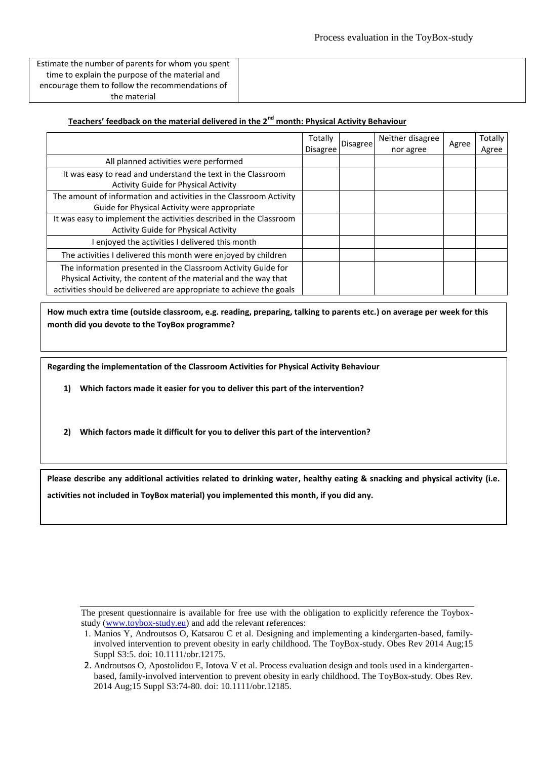| Estimate the number of parents for whom you spent time to explain the purpose of the material and encourage them to follow the recommendations of the material | |
|---|---|

**Teachers' feedback on the material delivered in the 2nd month: Physical Activity Behaviour**

| | Totally Disagree | Disagree | Neither disagree nor agree | Agree | Totally Agree |
|---|---|---|---|---|---|
| All planned activities were performed | | | | | |
| It was easy to read and understand the text in the Classroom Activity Guide for Physical Activity | | | | | |
| The amount of information and activities in the Classroom Activity Guide for Physical Activity were appropriate | | | | | |
| It was easy to implement the activities described in the Classroom Activity Guide for Physical Activity | | | | | |
| I enjoyed the activities I delivered this month | | | | | |
| The activities I delivered this month were enjoyed by children | | | | | |
| The information presented in the Classroom Activity Guide for Physical Activity, the content of the material and the way that activities should be delivered are appropriate to achieve the goals | | | | | |

**How much extra time (outside classroom, e.g. reading, preparing, talking to parents etc.) on average per week for this month did you devote to the ToyBox programme?**

**Regarding the implementation of the Classroom Activities for Physical Activity Behaviour**

1) **Which factors made it easier for you to deliver this part of the intervention?**

2) **Which factors made it difficult for you to deliver this part of the intervention?**

**Please describe any additional activities related to drinking water, healthy eating & snacking and physical activity (i.e. activities not included in ToyBox material) you implemented this month, if you did any.**

---

The present questionnaire is available for free use with the obligation to explicitly reference the Toybox-study (www.toybox-study.eu) and add the relevant references:

1. Manios Y, Androutsos O, Katsarou C et al. Designing and implementing a kindergarten-based, family-involved intervention to prevent obesity in early childhood. The ToyBox-study. Obes Rev 2014 Aug;15 Suppl S3:5. doi: 10.1111/obr.12175.
2. Androutsos O, Apostolidou E, Iotova V et al. Process evaluation design and tools used in a kindergarten-based, family-involved intervention to prevent obesity in early childhood. The ToyBox-study. Obes Rev. 2014 Aug;15 Suppl S3:74-80. doi: 10.1111/obr.12185.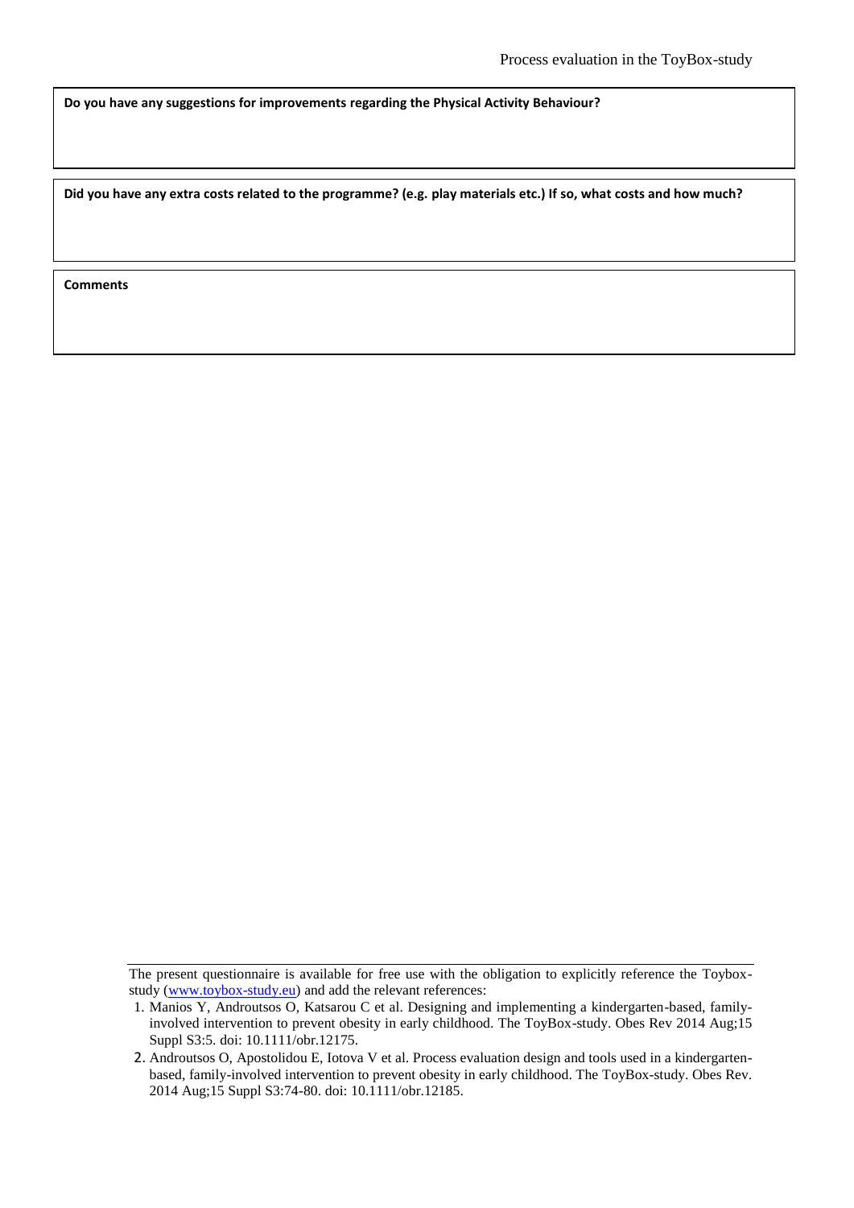| **Do you have any suggestions for improvements regarding the Physical Activity Behaviour?** |
| --- |
| |

| **Did you have any extra costs related to the programme? (e.g. play materials etc.) If so, what costs and how much?** |
| --- |
| |

| **Comments** |
| --- |
| |

---

The present questionnaire is available for free use with the obligation to explicitly reference the Toybox-study (www.toybox-study.eu) and add the relevant references:

1. Manios Y, Androutsos O, Katsarou C et al. Designing and implementing a kindergarten-based, family-involved intervention to prevent obesity in early childhood. The ToyBox-study. Obes Rev 2014 Aug;15 Suppl S3:5. doi: 10.1111/obr.12175.
2. Androutsos O, Apostolidou E, Iotova V et al. Process evaluation design and tools used in a kindergarten-based, family-involved intervention to prevent obesity in early childhood. The ToyBox-study. Obes Rev. 2014 Aug;15 Suppl S3:74-80. doi: 10.1111/obr.12185.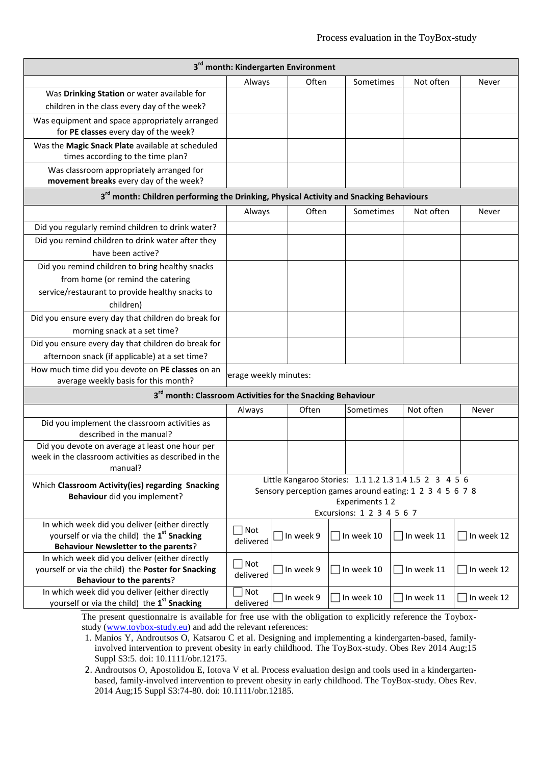| 3rd month: Kindergarten Environment | | | | | |
|---|---|---|---|---|---|
| | Always | Often | Sometimes | Not often | Never |
| Was **Drinking Station** or water available for children in the class every day of the week? | | | | | |
| Was equipment and space appropriately arranged for **PE classes** every day of the week? | | | | | |
| Was the **Magic Snack Plate** available at scheduled times according to the time plan? | | | | | |
| Was classroom appropriately arranged for **movement breaks** every day of the week? | | | | | |
| **3rd month: Children performing the Drinking, Physical Activity and Snacking Behaviours** | | | | | |
| | Always | Often | Sometimes | Not often | Never |
| Did you regularly remind children to drink water? | | | | | |
| Did you remind children to drink water after they have been active? | | | | | |
| Did you remind children to bring healthy snacks from home (or remind the catering service/restaurant to provide healthy snacks to children) | | | | | |
| Did you ensure every day that children do break for morning snack at a set time? | | | | | |
| Did you ensure every day that children do break for afternoon snack (if applicable) at a set time? | | | | | |
| How much time did you devote on **PE classes** on an average weekly basis for this month? | erage weekly minutes: | | | | |
| **3rd month: Classroom Activities for the Snacking Behaviour** | | | | | |
| | Always | Often | Sometimes | Not often | Never |
| Did you implement the classroom activities as described in the manual? | | | | | |
| Did you devote on average at least one hour per week in the classroom activities as described in the manual? | | | | | |
| Which **Classroom Activity(ies) regarding Snacking Behaviour** did you implement? | Little Kangaroo Stories: 1.1 1.2 1.3 1.4 1.5 2 3 4 5 6<br>Sensory perception games around eating: 1 2 3 4 5 6 7 8<br>Experiments 1 2<br>Excursions: 1 2 3 4 5 6 7 | | | | |
| In which week did you deliver (either directly yourself or via the child) the **1st Snacking Behaviour Newsletter to the parents**? | ☐ Not delivered | ☐ In week 9 | ☐ In week 10 | ☐ In week 11 | ☐ In week 12 |
| In which week did you deliver (either directly yourself or via the child) the **Poster for Snacking Behaviour to the parents**? | ☐ Not delivered | ☐ In week 9 | ☐ In week 10 | ☐ In week 11 | ☐ In week 12 |
| In which week did you deliver (either directly yourself or via the child) the **1st Snacking** | ☐ Not delivered | ☐ In week 9 | ☐ In week 10 | ☐ In week 11 | ☐ In week 12 |

The present questionnaire is available for free use with the obligation to explicitly reference the Toybox-study (www.toybox-study.eu) and add the relevant references:

1. Manios Y, Androutsos O, Katsarou C et al. Designing and implementing a kindergarten-based, family-involved intervention to prevent obesity in early childhood. The ToyBox-study. Obes Rev 2014 Aug;15 Suppl S3:5. doi: 10.1111/obr.12175.
2. Androutsos O, Apostolidou E, Iotova V et al. Process evaluation design and tools used in a kindergarten-based, family-involved intervention to prevent obesity in early childhood. The ToyBox-study. Obes Rev. 2014 Aug;15 Suppl S3:74-80. doi: 10.1111/obr.12185.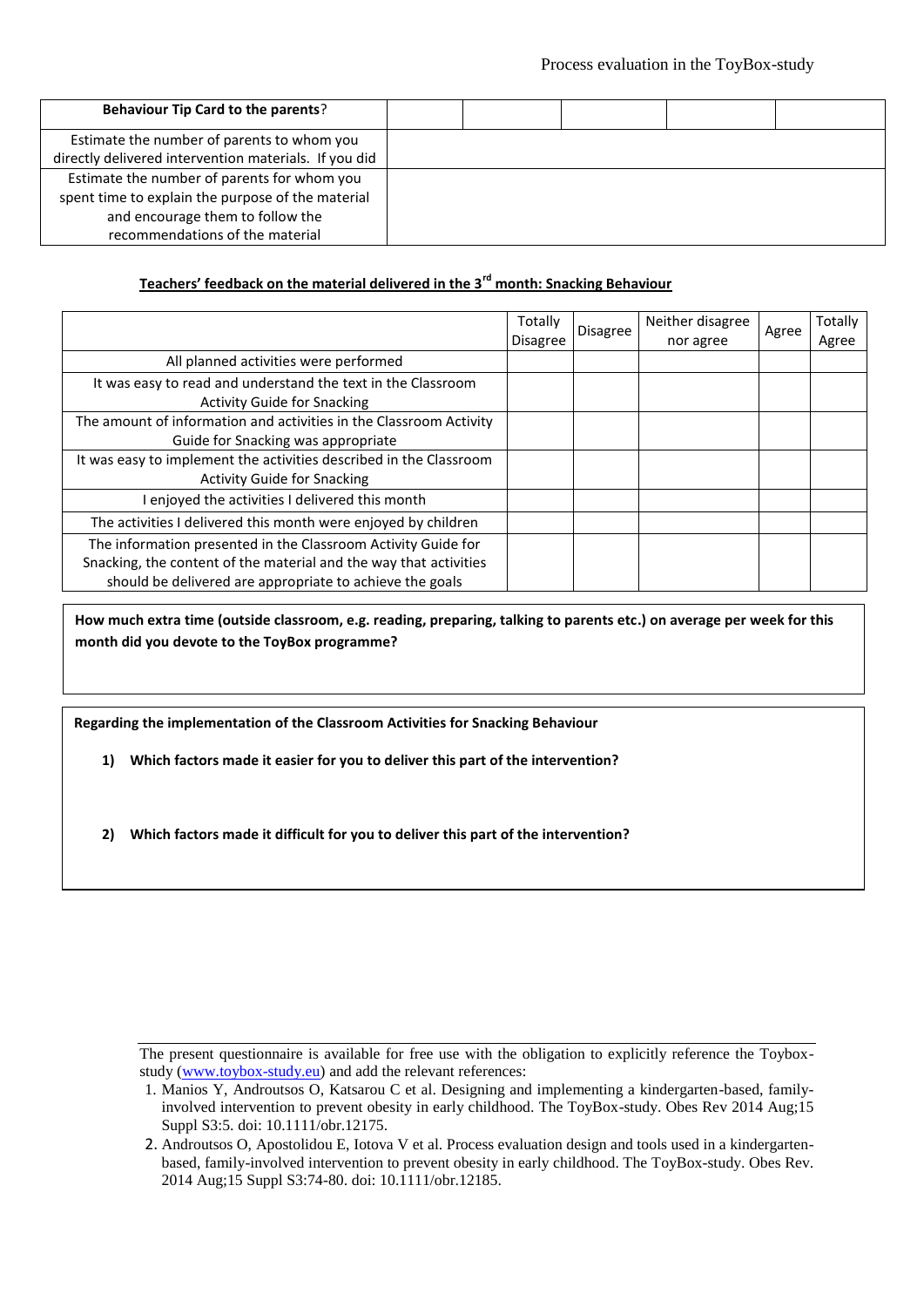| **Behaviour Tip Card to the parents**? | | | | | |
|---|---|---|---|---|---|
| Estimate the number of parents to whom you directly delivered intervention materials. If you did | | | | | |
| Estimate the number of parents for whom you spent time to explain the purpose of the material and encourage them to follow the recommendations of the material | | | | | |

**Teachers' feedback on the material delivered in the 3rd month: Snacking Behaviour**

| | Totally Disagree | Disagree | Neither disagree nor agree | Agree | Totally Agree |
|---|---|---|---|---|---|
| All planned activities were performed | | | | | |
| It was easy to read and understand the text in the Classroom Activity Guide for Snacking | | | | | |
| The amount of information and activities in the Classroom Activity Guide for Snacking was appropriate | | | | | |
| It was easy to implement the activities described in the Classroom Activity Guide for Snacking | | | | | |
| I enjoyed the activities I delivered this month | | | | | |
| The activities I delivered this month were enjoyed by children | | | | | |
| The information presented in the Classroom Activity Guide for Snacking, the content of the material and the way that activities should be delivered are appropriate to achieve the goals | | | | | |

**How much extra time (outside classroom, e.g. reading, preparing, talking to parents etc.) on average per week for this month did you devote to the ToyBox programme?**

**Regarding the implementation of the Classroom Activities for Snacking Behaviour**

1) **Which factors made it easier for you to deliver this part of the intervention?**

2) **Which factors made it difficult for you to deliver this part of the intervention?**

---

The present questionnaire is available for free use with the obligation to explicitly reference the Toybox-study (www.toybox-study.eu) and add the relevant references:

1. Manios Y, Androutsos O, Katsarou C et al. Designing and implementing a kindergarten-based, family-involved intervention to prevent obesity in early childhood. The ToyBox-study. Obes Rev 2014 Aug;15 Suppl S3:5. doi: 10.1111/obr.12175.
2. Androutsos O, Apostolidou E, Iotova V et al. Process evaluation design and tools used in a kindergarten-based, family-involved intervention to prevent obesity in early childhood. The ToyBox-study. Obes Rev. 2014 Aug;15 Suppl S3:74-80. doi: 10.1111/obr.12185.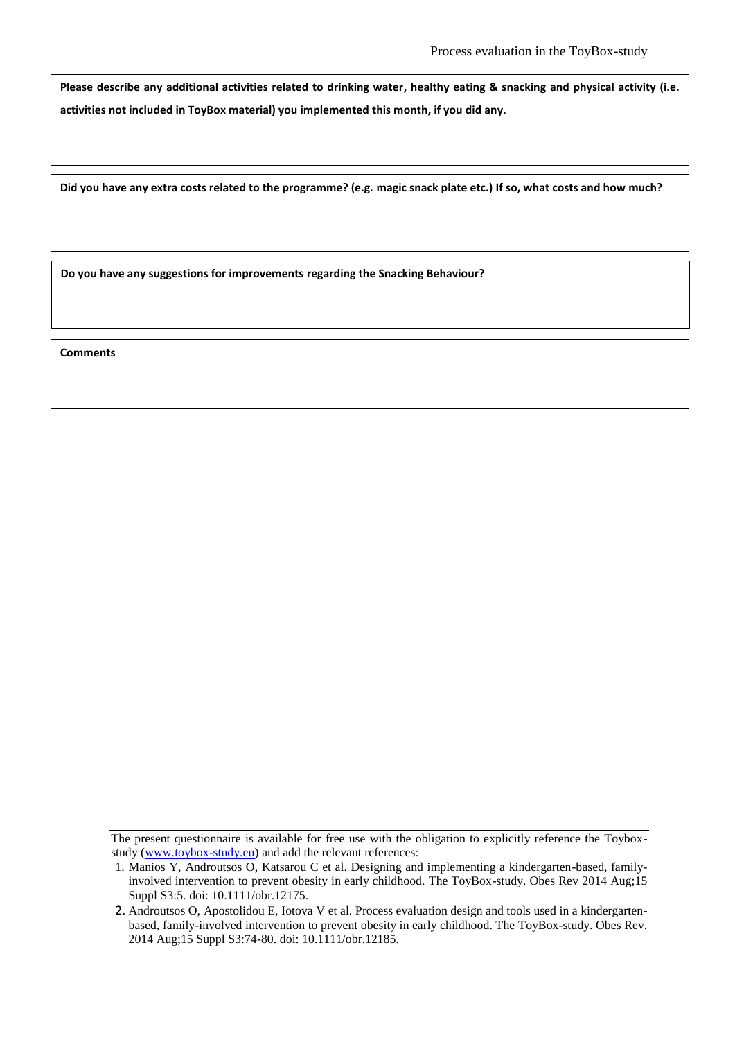**Please describe any additional activities related to drinking water, healthy eating & snacking and physical activity (i.e. activities not included in ToyBox material) you implemented this month, if you did any.**

**Did you have any extra costs related to the programme? (e.g. magic snack plate etc.) If so, what costs and how much?**

**Do you have any suggestions for improvements regarding the Snacking Behaviour?**

**Comments**

---

The present questionnaire is available for free use with the obligation to explicitly reference the Toybox-study ([www.toybox-study.eu](http://www.toybox-study.eu)) and add the relevant references:

1. Manios Y, Androutsos O, Katsarou C et al. Designing and implementing a kindergarten-based, family-involved intervention to prevent obesity in early childhood. The ToyBox-study. Obes Rev 2014 Aug;15 Suppl S3:5. doi: 10.1111/obr.12175.
2. Androutsos O, Apostolidou E, Iotova V et al. Process evaluation design and tools used in a kindergarten-based, family-involved intervention to prevent obesity in early childhood. The ToyBox-study. Obes Rev. 2014 Aug;15 Suppl S3:74-80. doi: 10.1111/obr.12185.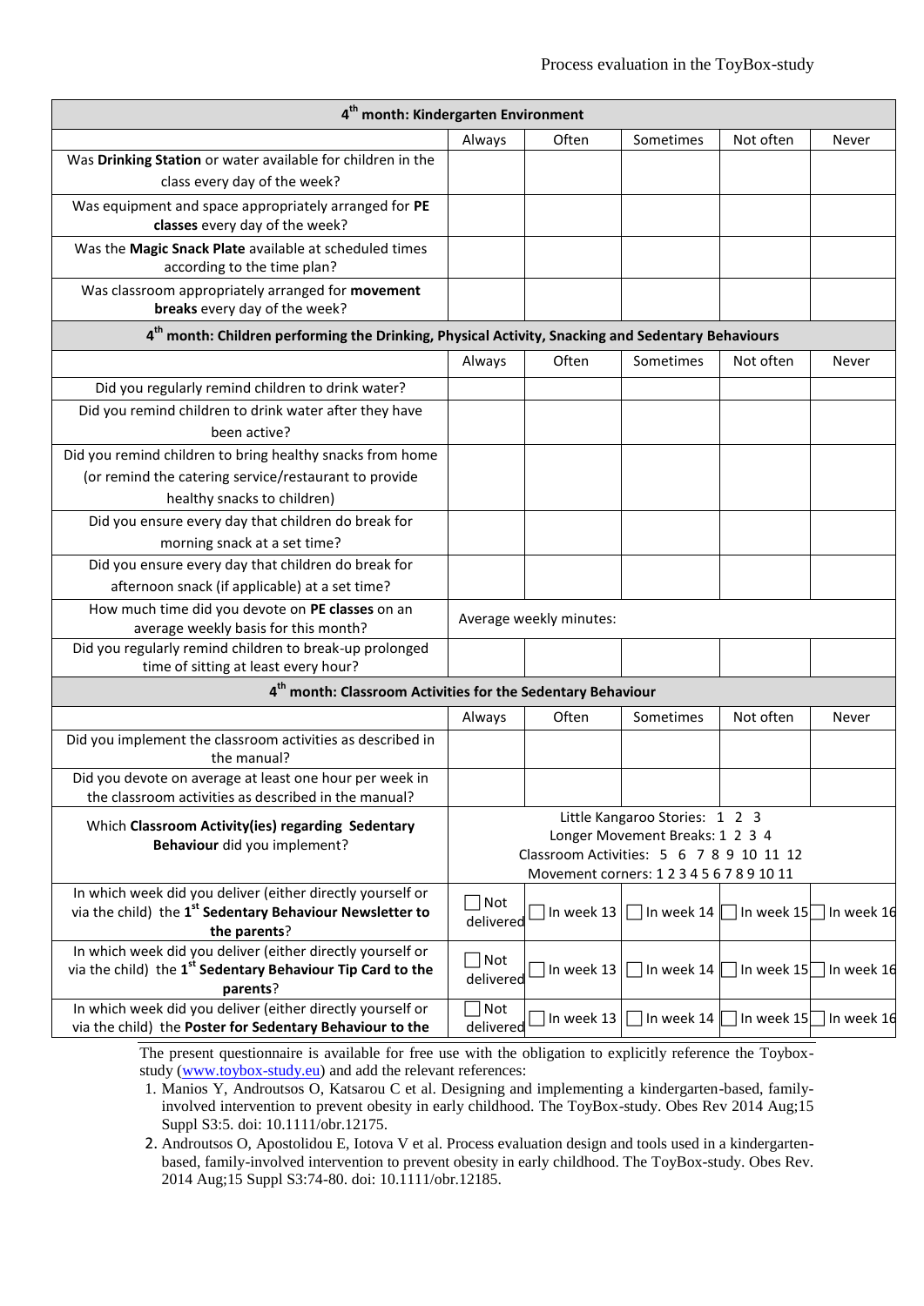| 4th month: Kindergarten Environment | | | | | |
|---|---|---|---|---|---|
| | Always | Often | Sometimes | Not often | Never |
| Was **Drinking Station** or water available for children in the class every day of the week? | | | | | |
| Was equipment and space appropriately arranged for **PE classes** every day of the week? | | | | | |
| Was the **Magic Snack Plate** available at scheduled times according to the time plan? | | | | | |
| Was classroom appropriately arranged for **movement breaks** every day of the week? | | | | | |
| **4th month: Children performing the Drinking, Physical Activity, Snacking and Sedentary Behaviours** | | | | | |
| | Always | Often | Sometimes | Not often | Never |
| Did you regularly remind children to drink water? | | | | | |
| Did you remind children to drink water after they have been active? | | | | | |
| Did you remind children to bring healthy snacks from home (or remind the catering service/restaurant to provide healthy snacks to children) | | | | | |
| Did you ensure every day that children do break for morning snack at a set time? | | | | | |
| Did you ensure every day that children do break for afternoon snack (if applicable) at a set time? | | | | | |
| How much time did you devote on **PE classes** on an average weekly basis for this month? | Average weekly minutes: | | | | |
| Did you regularly remind children to break-up prolonged time of sitting at least every hour? | | | | | |
| **4th month: Classroom Activities for the Sedentary Behaviour** | | | | | |
| | Always | Often | Sometimes | Not often | Never |
| Did you implement the classroom activities as described in the manual? | | | | | |
| Did you devote on average at least one hour per week in the classroom activities as described in the manual? | | | | | |
| Which **Classroom Activity(ies) regarding Sedentary Behaviour** did you implement? | Little Kangaroo Stories: 1 2 3<br>Longer Movement Breaks: 1 2 3 4<br>Classroom Activities: 5 6 7 8 9 10 11 12<br>Movement corners: 1 2 3 4 5 6 7 8 9 10 11 | | | | |
| In which week did you deliver (either directly yourself or via the child) the **1st Sedentary Behaviour Newsletter to the parents**? | ☐ Not delivered | ☐ In week 13 | ☐ In week 14 | ☐ In week 15 | ☐ In week 16 |
| In which week did you deliver (either directly yourself or via the child) the **1st Sedentary Behaviour Tip Card to the parents**? | ☐ Not delivered | ☐ In week 13 | ☐ In week 14 | ☐ In week 15 | ☐ In week 16 |
| In which week did you deliver (either directly yourself or via the child) the **Poster for Sedentary Behaviour to the** | ☐ Not delivered | ☐ In week 13 | ☐ In week 14 | ☐ In week 15 | ☐ In week 16 |

The present questionnaire is available for free use with the obligation to explicitly reference the Toybox-study (www.toybox-study.eu) and add the relevant references:

1. Manios Y, Androutsos O, Katsarou C et al. Designing and implementing a kindergarten-based, family-involved intervention to prevent obesity in early childhood. The ToyBox-study. Obes Rev 2014 Aug;15 Suppl S3:5. doi: 10.1111/obr.12175.
2. Androutsos O, Apostolidou E, Iotova V et al. Process evaluation design and tools used in a kindergarten-based, family-involved intervention to prevent obesity in early childhood. The ToyBox-study. Obes Rev. 2014 Aug;15 Suppl S3:74-80. doi: 10.1111/obr.12185.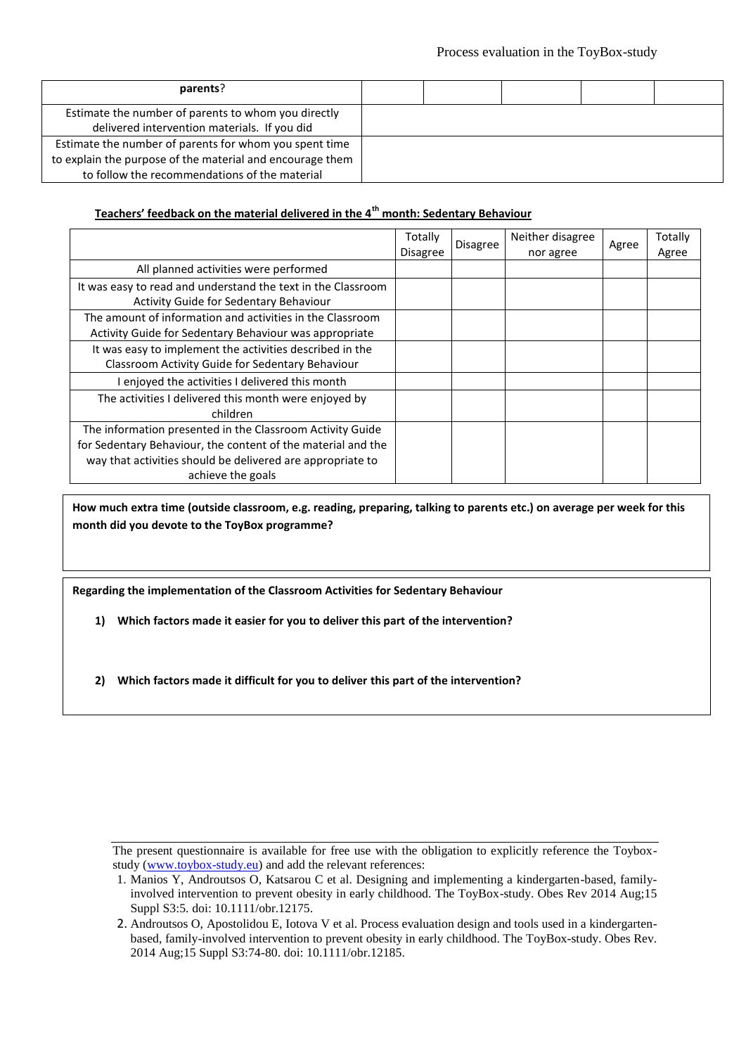| parents? | | | | | |
|---|---|---|---|---|---|
| Estimate the number of parents to whom you directly delivered intervention materials. If you did | | | | | |
| Estimate the number of parents for whom you spent time to explain the purpose of the material and encourage them to follow the recommendations of the material | | | | | |

**Teachers' feedback on the material delivered in the 4th month: Sedentary Behaviour**

| | Totally Disagree | Disagree | Neither disagree nor agree | Agree | Totally Agree |
|---|---|---|---|---|---|
| All planned activities were performed | | | | | |
| It was easy to read and understand the text in the Classroom Activity Guide for Sedentary Behaviour | | | | | |
| The amount of information and activities in the Classroom Activity Guide for Sedentary Behaviour was appropriate | | | | | |
| It was easy to implement the activities described in the Classroom Activity Guide for Sedentary Behaviour | | | | | |
| I enjoyed the activities I delivered this month | | | | | |
| The activities I delivered this month were enjoyed by children | | | | | |
| The information presented in the Classroom Activity Guide for Sedentary Behaviour, the content of the material and the way that activities should be delivered are appropriate to achieve the goals | | | | | |

**How much extra time (outside classroom, e.g. reading, preparing, talking to parents etc.) on average per week for this month did you devote to the ToyBox programme?**

**Regarding the implementation of the Classroom Activities for Sedentary Behaviour**

1) **Which factors made it easier for you to deliver this part of the intervention?**

2) **Which factors made it difficult for you to deliver this part of the intervention?**

---

The present questionnaire is available for free use with the obligation to explicitly reference the Toybox-study (www.toybox-study.eu) and add the relevant references:

1. Manios Y, Androutsos O, Katsarou C et al. Designing and implementing a kindergarten-based, family-involved intervention to prevent obesity in early childhood. The ToyBox-study. Obes Rev 2014 Aug;15 Suppl S3:5. doi: 10.1111/obr.12175.
2. Androutsos O, Apostolidou E, Iotova V et al. Process evaluation design and tools used in a kindergarten-based, family-involved intervention to prevent obesity in early childhood. The ToyBox-study. Obes Rev. 2014 Aug;15 Suppl S3:74-80. doi: 10.1111/obr.12185.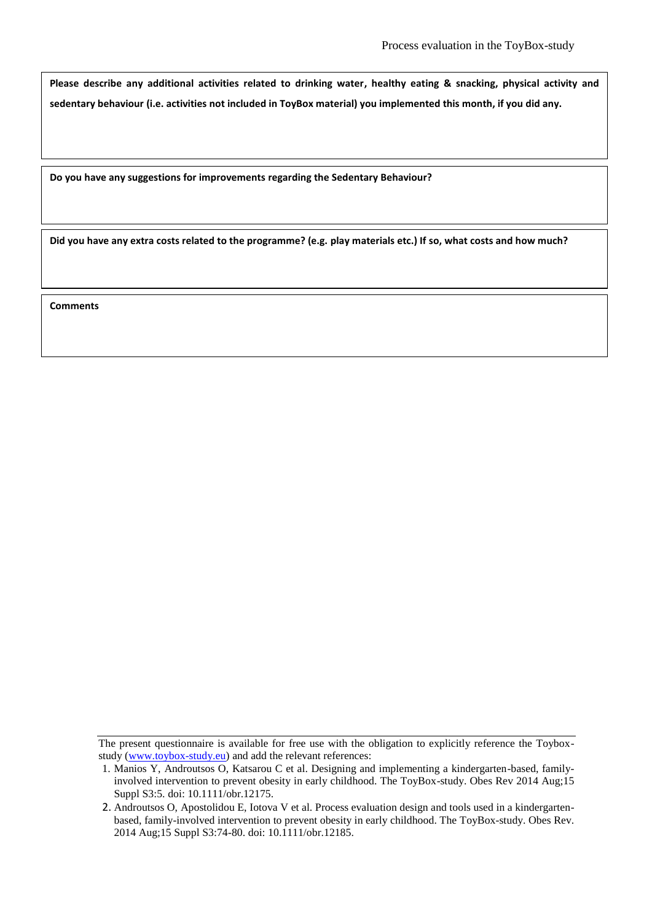**Please describe any additional activities related to drinking water, healthy eating & snacking, physical activity and sedentary behaviour (i.e. activities not included in ToyBox material) you implemented this month, if you did any.**

**Do you have any suggestions for improvements regarding the Sedentary Behaviour?**

**Did you have any extra costs related to the programme? (e.g. play materials etc.) If so, what costs and how much?**

**Comments**

---

The present questionnaire is available for free use with the obligation to explicitly reference the Toybox-study ([www.toybox-study.eu](http://www.toybox-study.eu)) and add the relevant references:

1. Manios Y, Androutsos O, Katsarou C et al. Designing and implementing a kindergarten-based, family-involved intervention to prevent obesity in early childhood. The ToyBox-study. Obes Rev 2014 Aug;15 Suppl S3:5. doi: 10.1111/obr.12175.
2. Androutsos O, Apostolidou E, Iotova V et al. Process evaluation design and tools used in a kindergarten-based, family-involved intervention to prevent obesity in early childhood. The ToyBox-study. Obes Rev. 2014 Aug;15 Suppl S3:74-80. doi: 10.1111/obr.12185.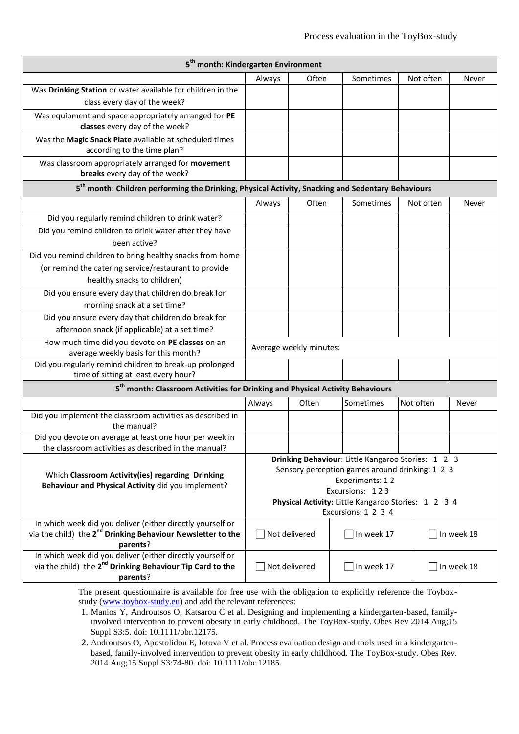| 5th month: Kindergarten Environment | | | | | |
|---|---|---|---|---|---|
| | Always | Often | Sometimes | Not often | Never |
| Was **Drinking Station** or water available for children in the class every day of the week? | | | | | |
| Was equipment and space appropriately arranged for **PE classes** every day of the week? | | | | | |
| Was the **Magic Snack Plate** available at scheduled times according to the time plan? | | | | | |
| Was classroom appropriately arranged for **movement breaks** every day of the week? | | | | | |

| 5th month: Children performing the Drinking, Physical Activity, Snacking and Sedentary Behaviours | | | | | |
|---|---|---|---|---|---|
| | Always | Often | Sometimes | Not often | Never |
| Did you regularly remind children to drink water? | | | | | |
| Did you remind children to drink water after they have been active? | | | | | |
| Did you remind children to bring healthy snacks from home (or remind the catering service/restaurant to provide healthy snacks to children) | | | | | |
| Did you ensure every day that children do break for morning snack at a set time? | | | | | |
| Did you ensure every day that children do break for afternoon snack (if applicable) at a set time? | | | | | |
| How much time did you devote on **PE classes** on an average weekly basis for this month? | Average weekly minutes: | | | | |
| Did you regularly remind children to break-up prolonged time of sitting at least every hour? | | | | | |

| 5th month: Classroom Activities for Drinking and Physical Activity Behaviours | | | | | |
|---|---|---|---|---|---|
| | Always | Often | Sometimes | Not often | Never |
| Did you implement the classroom activities as described in the manual? | | | | | |
| Did you devote on average at least one hour per week in the classroom activities as described in the manual? | | | | | |
| Which **Classroom Activity(ies) regarding Drinking Behaviour and Physical Activity** did you implement? | **Drinking Behaviour**: Little Kangaroo Stories: 1 2 3<br>Sensory perception games around drinking: 1 2 3<br>Experiments: 1 2<br>Excursions: 1 2 3<br>**Physical Activity:** Little Kangaroo Stories: 1 2 3 4<br>Excursions: 1 2 3 4 | | | | |
| In which week did you deliver (either directly yourself or via the child) the 2nd **Drinking Behaviour Newsletter to the parents**? | ☐ Not delivered | | ☐ In week 17 | | ☐ In week 18 |
| In which week did you deliver (either directly yourself or via the child) the 2nd **Drinking Behaviour Tip Card to the parents**? | ☐ Not delivered | | ☐ In week 17 | | ☐ In week 18 |

The present questionnaire is available for free use with the obligation to explicitly reference the Toybox-study (www.toybox-study.eu) and add the relevant references:

1. Manios Y, Androutsos O, Katsarou C et al. Designing and implementing a kindergarten-based, family-involved intervention to prevent obesity in early childhood. The ToyBox-study. Obes Rev 2014 Aug;15 Suppl S3:5. doi: 10.1111/obr.12175.
2. Androutsos O, Apostolidou E, Iotova V et al. Process evaluation design and tools used in a kindergarten-based, family-involved intervention to prevent obesity in early childhood. The ToyBox-study. Obes Rev. 2014 Aug;15 Suppl S3:74-80. doi: 10.1111/obr.12185.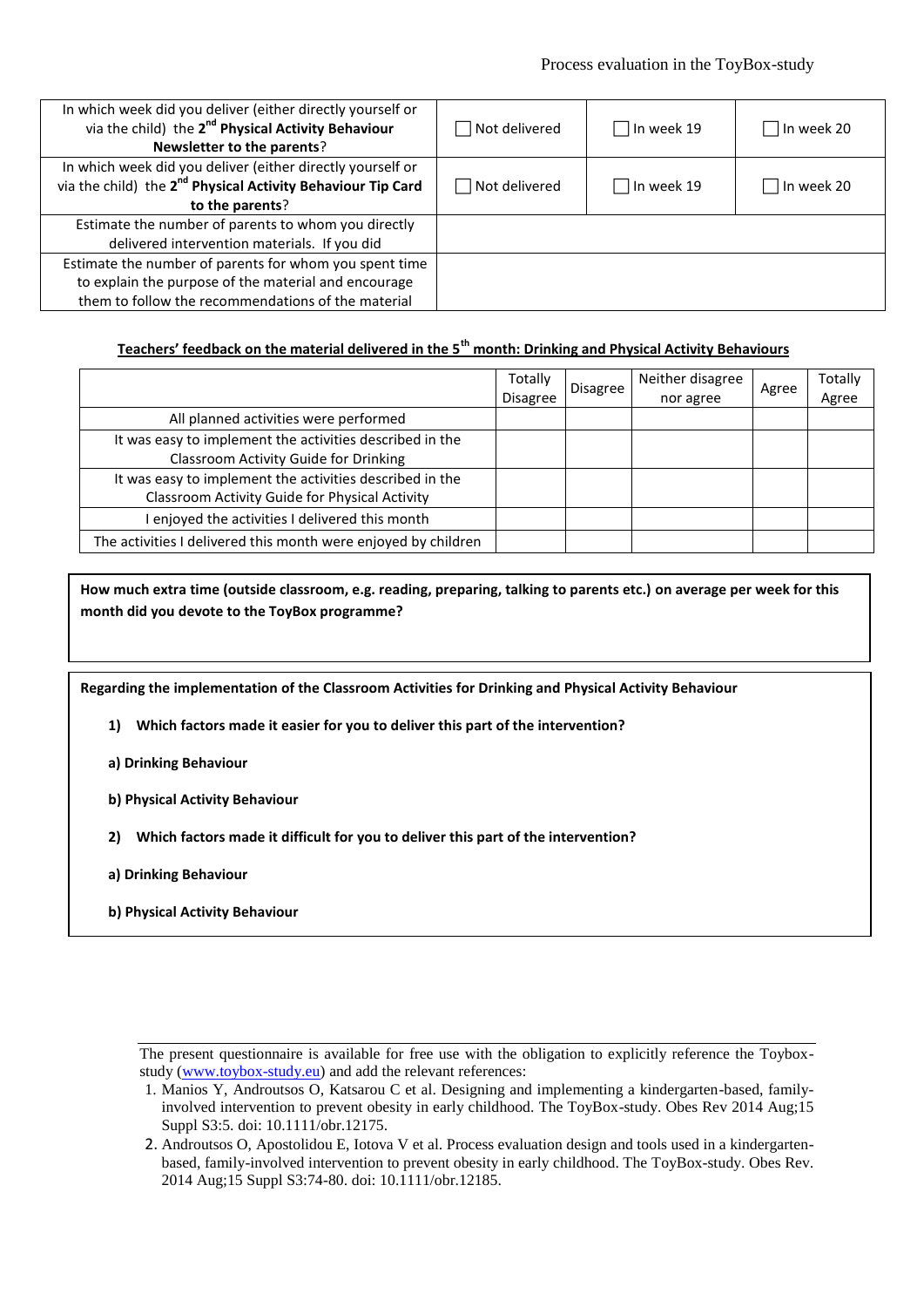| | | | |
|---|---|---|---|
| In which week did you deliver (either directly yourself or via the child) the 2nd **Physical Activity Behaviour Newsletter to the parents**? | ☐ Not delivered | ☐ In week 19 | ☐ In week 20 |
| In which week did you deliver (either directly yourself or via the child) the 2nd **Physical Activity Behaviour Tip Card to the parents**? | ☐ Not delivered | ☐ In week 19 | ☐ In week 20 |
| Estimate the number of parents to whom you directly delivered intervention materials. If you did | | | |
| Estimate the number of parents for whom you spent time to explain the purpose of the material and encourage them to follow the recommendations of the material | | | |

**Teachers' feedback on the material delivered in the 5th month: Drinking and Physical Activity Behaviours**

| | Totally Disagree | Disagree | Neither disagree nor agree | Agree | Totally Agree |
|---|---|---|---|---|---|
| All planned activities were performed | | | | | |
| It was easy to implement the activities described in the Classroom Activity Guide for Drinking | | | | | |
| It was easy to implement the activities described in the Classroom Activity Guide for Physical Activity | | | | | |
| I enjoyed the activities I delivered this month | | | | | |
| The activities I delivered this month were enjoyed by children | | | | | |

**How much extra time (outside classroom, e.g. reading, preparing, talking to parents etc.) on average per week for this month did you devote to the ToyBox programme?**

**Regarding the implementation of the Classroom Activities for Drinking and Physical Activity Behaviour**

1) **Which factors made it easier for you to deliver this part of the intervention?**

   **a) Drinking Behaviour**

   **b) Physical Activity Behaviour**

2) **Which factors made it difficult for you to deliver this part of the intervention?**

   **a) Drinking Behaviour**

   **b) Physical Activity Behaviour**

---

The present questionnaire is available for free use with the obligation to explicitly reference the Toybox-study (www.toybox-study.eu) and add the relevant references:

1. Manios Y, Androutsos O, Katsarou C et al. Designing and implementing a kindergarten-based, family-involved intervention to prevent obesity in early childhood. The ToyBox-study. Obes Rev 2014 Aug;15 Suppl S3:5. doi: 10.1111/obr.12175.
2. Androutsos O, Apostolidou E, Iotova V et al. Process evaluation design and tools used in a kindergarten-based, family-involved intervention to prevent obesity in early childhood. The ToyBox-study. Obes Rev. 2014 Aug;15 Suppl S3:74-80. doi: 10.1111/obr.12185.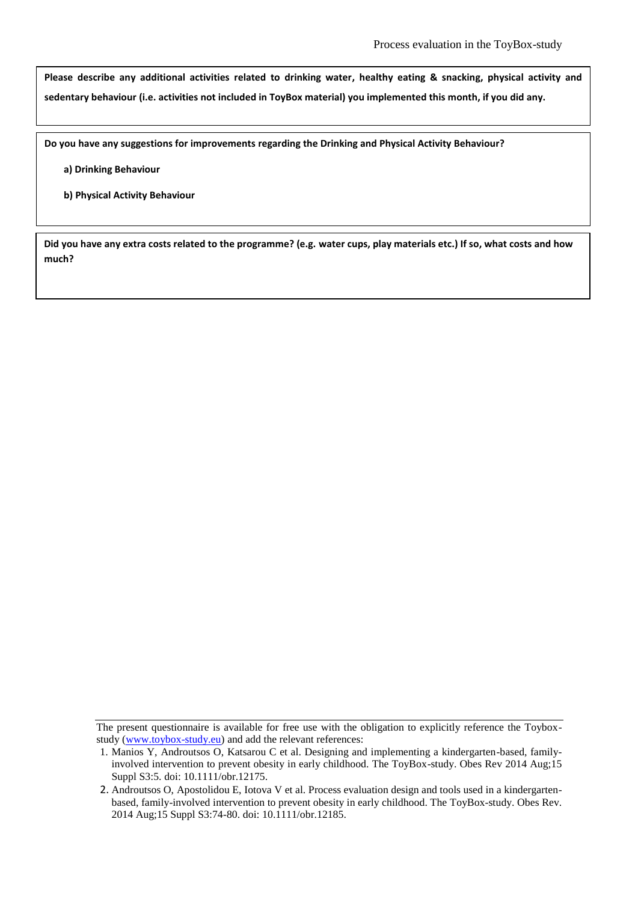**Please describe any additional activities related to drinking water, healthy eating & snacking, physical activity and sedentary behaviour (i.e. activities not included in ToyBox material) you implemented this month, if you did any.**

**Do you have any suggestions for improvements regarding the Drinking and Physical Activity Behaviour?**

**a) Drinking Behaviour**

**b) Physical Activity Behaviour**

**Did you have any extra costs related to the programme? (e.g. water cups, play materials etc.) If so, what costs and how much?**

---

The present questionnaire is available for free use with the obligation to explicitly reference the Toybox-study (www.toybox-study.eu) and add the relevant references:

1. Manios Y, Androutsos O, Katsarou C et al. Designing and implementing a kindergarten-based, family-involved intervention to prevent obesity in early childhood. The ToyBox-study. Obes Rev 2014 Aug;15 Suppl S3:5. doi: 10.1111/obr.12175.
2. Androutsos O, Apostolidou E, Iotova V et al. Process evaluation design and tools used in a kindergarten-based, family-involved intervention to prevent obesity in early childhood. The ToyBox-study. Obes Rev. 2014 Aug;15 Suppl S3:74-80. doi: 10.1111/obr.12185.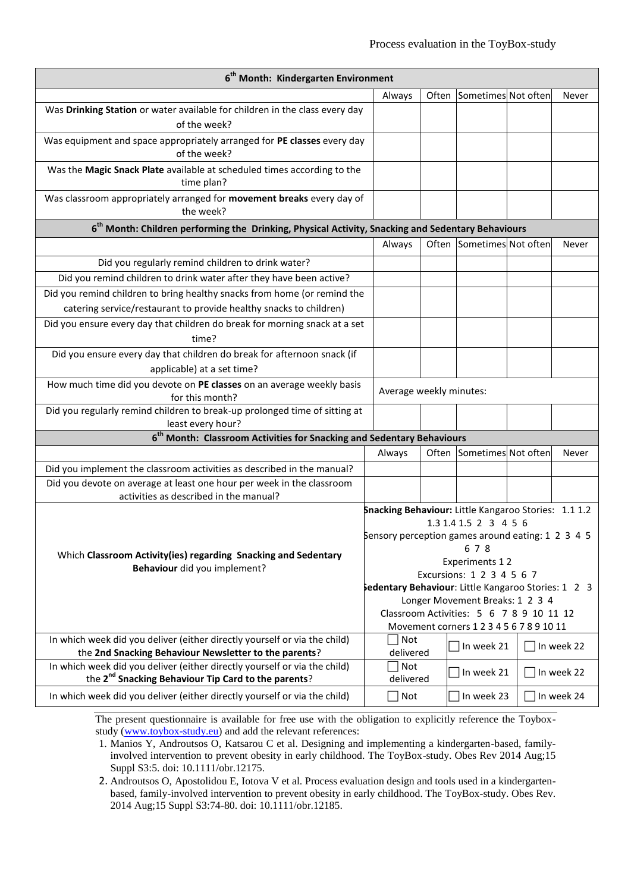| **6[th] Month: Kindergarten Environment** | | | | | |
|---|---|---|---|---|---|
| | Always | Often | Sometimes | Not often | Never |
| Was **Drinking Station** or water available for children in the class every day of the week? | | | | | |
| Was equipment and space appropriately arranged for **PE classes** every day of the week? | | | | | |
| Was the **Magic Snack Plate** available at scheduled times according to the time plan? | | | | | |
| Was classroom appropriately arranged for **movement breaks** every day of the week? | | | | | |
| **6[th] Month: Children performing the Drinking, Physical Activity, Snacking and Sedentary Behaviours** | | | | | |
| | Always | Often | Sometimes | Not often | Never |
| Did you regularly remind children to drink water? | | | | | |
| Did you remind children to drink water after they have been active? | | | | | |
| Did you remind children to bring healthy snacks from home (or remind the catering service/restaurant to provide healthy snacks to children) | | | | | |
| Did you ensure every day that children do break for morning snack at a set time? | | | | | |
| Did you ensure every day that children do break for afternoon snack (if applicable) at a set time? | | | | | |
| How much time did you devote on **PE classes** on an average weekly basis for this month? | Average weekly minutes: | | | | |
| Did you regularly remind children to break-up prolonged time of sitting at least every hour? | | | | | |
| **6[th] Month: Classroom Activities for Snacking and Sedentary Behaviours** | | | | | |
| | Always | Often | Sometimes | Not often | Never |
| Did you implement the classroom activities as described in the manual? | | | | | |
| Did you devote on average at least one hour per week in the classroom activities as described in the manual? | | | | | |
| Which **Classroom Activity(ies) regarding Snacking and Sedentary Behaviour** did you implement? | **Snacking Behaviour:** Little Kangaroo Stories: 1.1 1.2 1.3 1.4 1.5 2 3 4 5 6<br>Sensory perception games around eating: 1 2 3 4 5 6 7 8<br>Experiments 1 2<br>Excursions: 1 2 3 4 5 6 7<br>**Sedentary Behaviour**: Little Kangaroo Stories: 1 2 3<br>Longer Movement Breaks: 1 2 3 4<br>Classroom Activities: 5 6 7 8 9 10 11 12<br>Movement corners 1 2 3 4 5 6 7 8 9 10 11 | | | | |
| In which week did you deliver (either directly yourself or via the child) the **2nd Snacking Behaviour Newsletter to the parents**? | ☐ Not delivered | ☐ In week 21 | | ☐ In week 22 | |
| In which week did you deliver (either directly yourself or via the child) the **2[nd] Snacking Behaviour Tip Card to the parents**? | ☐ Not delivered | ☐ In week 21 | | ☐ In week 22 | |
| In which week did you deliver (either directly yourself or via the child) | ☐ Not | ☐ In week 23 | | ☐ In week 24 | |

The present questionnaire is available for free use with the obligation to explicitly reference the Toybox-study (www.toybox-study.eu) and add the relevant references:

1. Manios Y, Androutsos O, Katsarou C et al. Designing and implementing a kindergarten-based, family-involved intervention to prevent obesity in early childhood. The ToyBox-study. Obes Rev 2014 Aug;15 Suppl S3:5. doi: 10.1111/obr.12175.
2. Androutsos O, Apostolidou E, Iotova V et al. Process evaluation design and tools used in a kindergarten-based, family-involved intervention to prevent obesity in early childhood. The ToyBox-study. Obes Rev. 2014 Aug;15 Suppl S3:74-80. doi: 10.1111/obr.12185.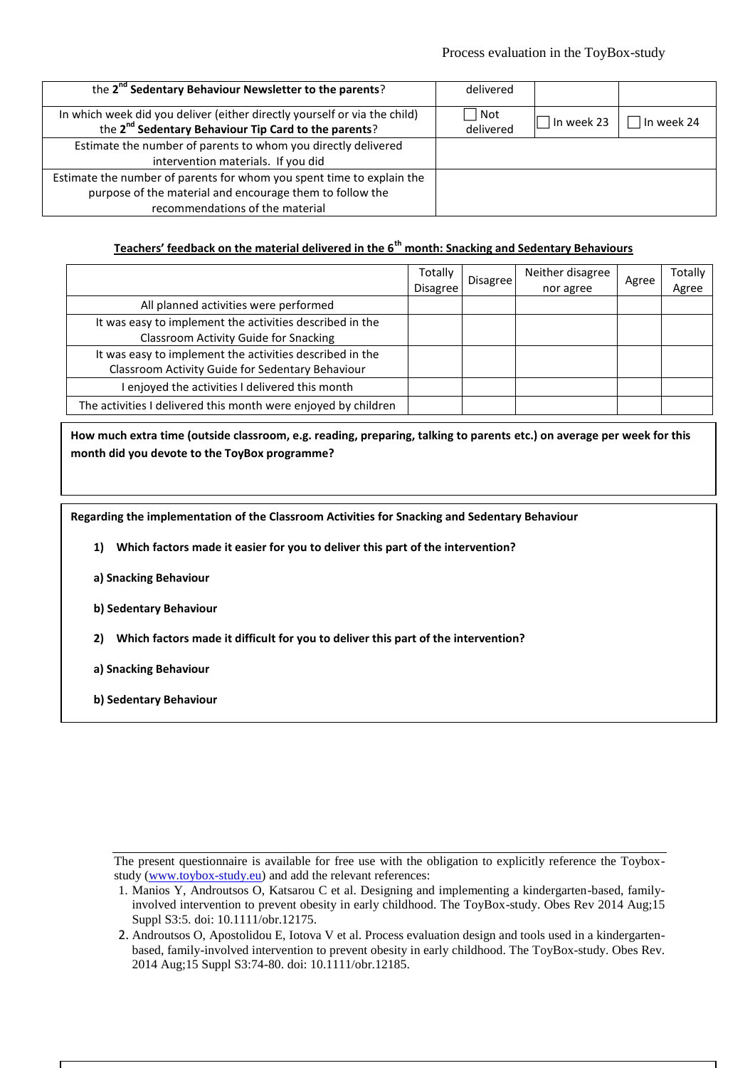| | | | |
|---|---|---|---|
| the 2nd **Sedentary Behaviour Newsletter to the parents**? | delivered | | |
| In which week did you deliver (either directly yourself or via the child) the 2nd **Sedentary Behaviour Tip Card to the parents**? | ☐ Not delivered | ☐ In week 23 | ☐ In week 24 |
| Estimate the number of parents to whom you directly delivered intervention materials. If you did | | | |
| Estimate the number of parents for whom you spent time to explain the purpose of the material and encourage them to follow the recommendations of the material | | | |

**Teachers' feedback on the material delivered in the 6th month: Snacking and Sedentary Behaviours**

| | Totally Disagree | Disagree | Neither disagree nor agree | Agree | Totally Agree |
|---|---|---|---|---|---|
| All planned activities were performed | | | | | |
| It was easy to implement the activities described in the Classroom Activity Guide for Snacking | | | | | |
| It was easy to implement the activities described in the Classroom Activity Guide for Sedentary Behaviour | | | | | |
| I enjoyed the activities I delivered this month | | | | | |
| The activities I delivered this month were enjoyed by children | | | | | |

**How much extra time (outside classroom, e.g. reading, preparing, talking to parents etc.) on average per week for this month did you devote to the ToyBox programme?**

**Regarding the implementation of the Classroom Activities for Snacking and Sedentary Behaviour**

1) **Which factors made it easier for you to deliver this part of the intervention?**

**a) Snacking Behaviour**

**b) Sedentary Behaviour**

2) **Which factors made it difficult for you to deliver this part of the intervention?**

**a) Snacking Behaviour**

**b) Sedentary Behaviour**

The present questionnaire is available for free use with the obligation to explicitly reference the Toybox-study (www.toybox-study.eu) and add the relevant references:

1. Manios Y, Androutsos O, Katsarou C et al. Designing and implementing a kindergarten-based, family-involved intervention to prevent obesity in early childhood. The ToyBox-study. Obes Rev 2014 Aug;15 Suppl S3:5. doi: 10.1111/obr.12175.
2. Androutsos O, Apostolidou E, Iotova V et al. Process evaluation design and tools used in a kindergarten-based, family-involved intervention to prevent obesity in early childhood. The ToyBox-study. Obes Rev. 2014 Aug;15 Suppl S3:74-80. doi: 10.1111/obr.12185.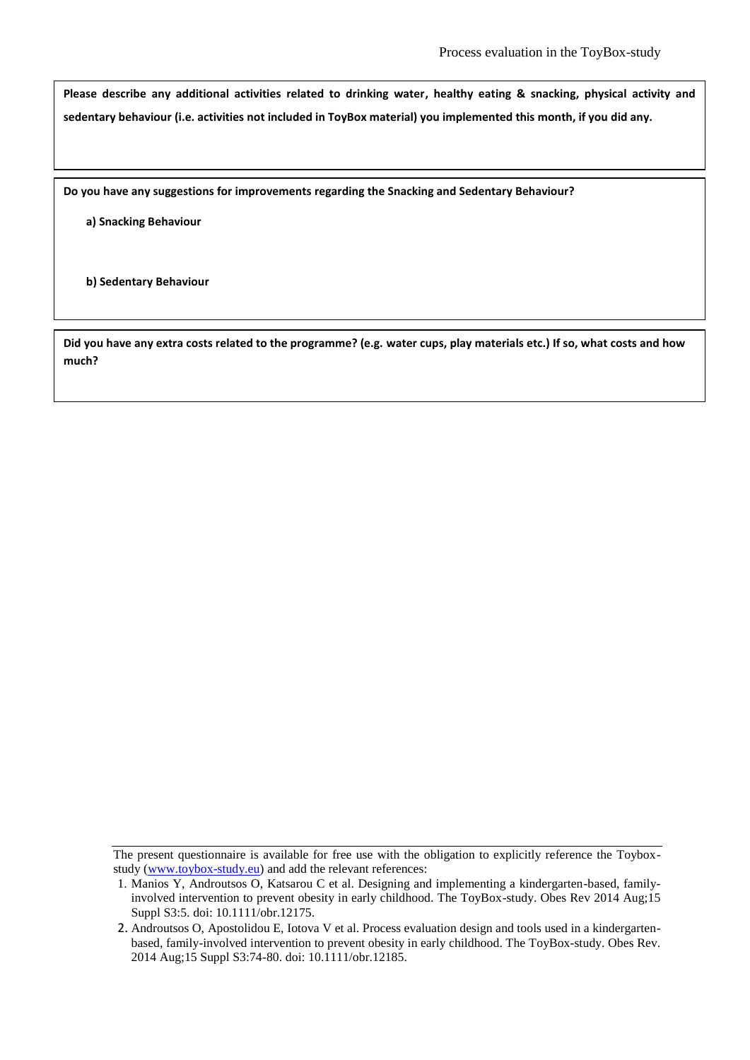**Please describe any additional activities related to drinking water, healthy eating & snacking, physical activity and sedentary behaviour (i.e. activities not included in ToyBox material) you implemented this month, if you did any.**

**Do you have any suggestions for improvements regarding the Snacking and Sedentary Behaviour?**

**a) Snacking Behaviour**

**b) Sedentary Behaviour**

**Did you have any extra costs related to the programme? (e.g. water cups, play materials etc.) If so, what costs and how much?**

---

The present questionnaire is available for free use with the obligation to explicitly reference the Toybox-study (www.toybox-study.eu) and add the relevant references:

1. Manios Y, Androutsos O, Katsarou C et al. Designing and implementing a kindergarten-based, family-involved intervention to prevent obesity in early childhood. The ToyBox-study. Obes Rev 2014 Aug;15 Suppl S3:5. doi: 10.1111/obr.12175.
2. Androutsos O, Apostolidou E, Iotova V et al. Process evaluation design and tools used in a kindergarten-based, family-involved intervention to prevent obesity in early childhood. The ToyBox-study. Obes Rev. 2014 Aug;15 Suppl S3:74-80. doi: 10.1111/obr.12185.